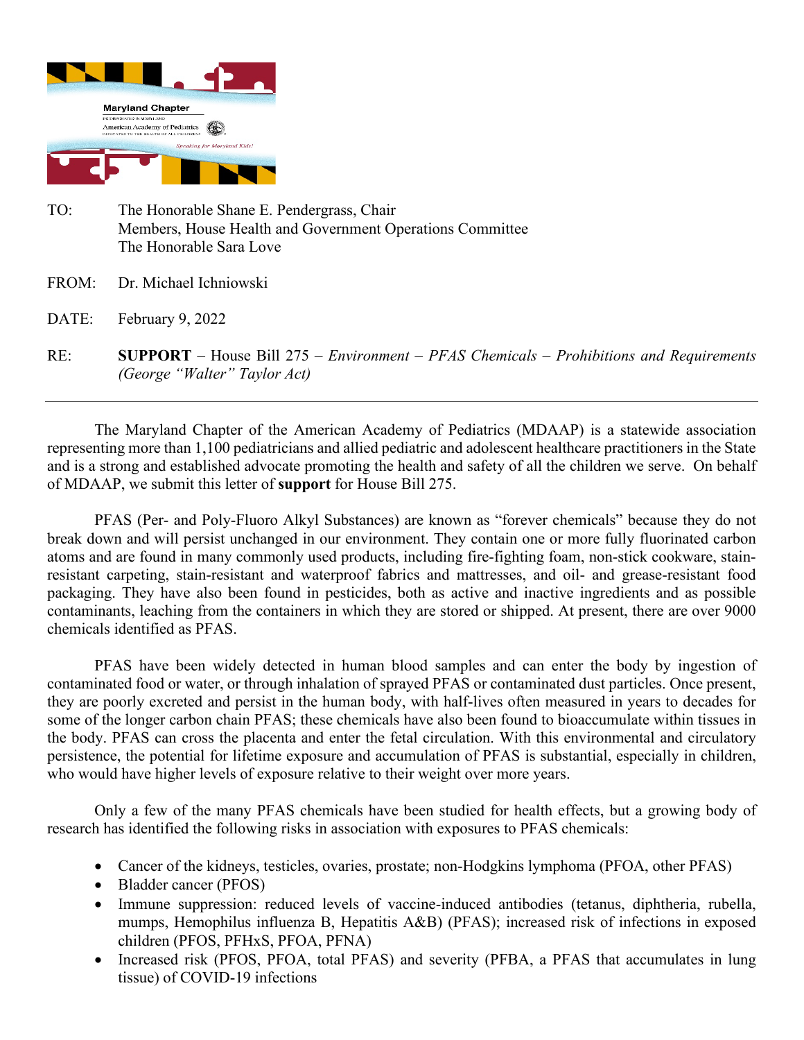Maryland Chapter

INCORPORATED IN MARYLAND

American Academy of Pediatrics

DEDICATED TO THE HEALTH OF ALL CHILDREN

*Speaking for Maryland Kids!*

TO: The Honorable Shane E. Pendergrass, Chair
Members, House Health and Government Operations Committee
The Honorable Sara Love

FROM: Dr. Michael Ichniowski

DATE: February 9, 2022

RE: **SUPPORT** – House Bill 275 – *Environment – PFAS Chemicals – Prohibitions and Requirements (George "Walter" Taylor Act)*

---

The Maryland Chapter of the American Academy of Pediatrics (MDAAP) is a statewide association representing more than 1,100 pediatricians and allied pediatric and adolescent healthcare practitioners in the State and is a strong and established advocate promoting the health and safety of all the children we serve. On behalf of MDAAP, we submit this letter of **support** for House Bill 275.

PFAS (Per- and Poly-Fluoro Alkyl Substances) are known as "forever chemicals" because they do not break down and will persist unchanged in our environment. They contain one or more fully fluorinated carbon atoms and are found in many commonly used products, including fire-fighting foam, non-stick cookware, stain-resistant carpeting, stain-resistant and waterproof fabrics and mattresses, and oil- and grease-resistant food packaging. They have also been found in pesticides, both as active and inactive ingredients and as possible contaminants, leaching from the containers in which they are stored or shipped. At present, there are over 9000 chemicals identified as PFAS.

PFAS have been widely detected in human blood samples and can enter the body by ingestion of contaminated food or water, or through inhalation of sprayed PFAS or contaminated dust particles. Once present, they are poorly excreted and persist in the human body, with half-lives often measured in years to decades for some of the longer carbon chain PFAS; these chemicals have also been found to bioaccumulate within tissues in the body. PFAS can cross the placenta and enter the fetal circulation. With this environmental and circulatory persistence, the potential for lifetime exposure and accumulation of PFAS is substantial, especially in children, who would have higher levels of exposure relative to their weight over more years.

Only a few of the many PFAS chemicals have been studied for health effects, but a growing body of research has identified the following risks in association with exposures to PFAS chemicals:

- Cancer of the kidneys, testicles, ovaries, prostate; non-Hodgkins lymphoma (PFOA, other PFAS)
- Bladder cancer (PFOS)
- Immune suppression: reduced levels of vaccine-induced antibodies (tetanus, diphtheria, rubella, mumps, Hemophilus influenza B, Hepatitis A&B) (PFAS); increased risk of infections in exposed children (PFOS, PFHxS, PFOA, PFNA)
- Increased risk (PFOS, PFOA, total PFAS) and severity (PFBA, a PFAS that accumulates in lung tissue) of COVID-19 infections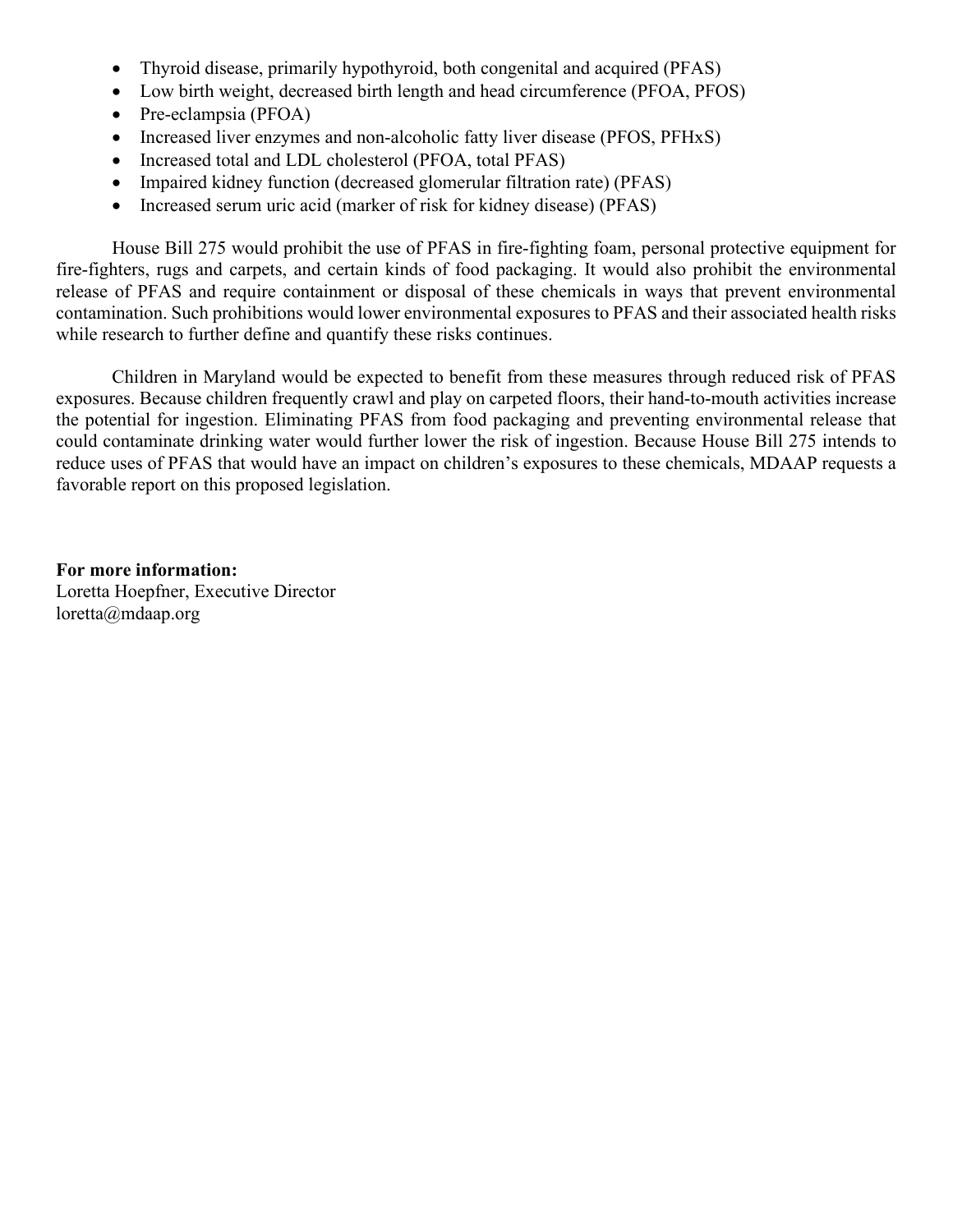- Thyroid disease, primarily hypothyroid, both congenital and acquired (PFAS)
- Low birth weight, decreased birth length and head circumference (PFOA, PFOS)
- Pre-eclampsia (PFOA)
- Increased liver enzymes and non-alcoholic fatty liver disease (PFOS, PFHxS)
- Increased total and LDL cholesterol (PFOA, total PFAS)
- Impaired kidney function (decreased glomerular filtration rate) (PFAS)
- Increased serum uric acid (marker of risk for kidney disease) (PFAS)

House Bill 275 would prohibit the use of PFAS in fire-fighting foam, personal protective equipment for fire-fighters, rugs and carpets, and certain kinds of food packaging. It would also prohibit the environmental release of PFAS and require containment or disposal of these chemicals in ways that prevent environmental contamination. Such prohibitions would lower environmental exposures to PFAS and their associated health risks while research to further define and quantify these risks continues.

Children in Maryland would be expected to benefit from these measures through reduced risk of PFAS exposures. Because children frequently crawl and play on carpeted floors, their hand-to-mouth activities increase the potential for ingestion. Eliminating PFAS from food packaging and preventing environmental release that could contaminate drinking water would further lower the risk of ingestion. Because House Bill 275 intends to reduce uses of PFAS that would have an impact on children's exposures to these chemicals, MDAAP requests a favorable report on this proposed legislation.

**For more information:**
Loretta Hoepfner, Executive Director
loretta@mdaap.org